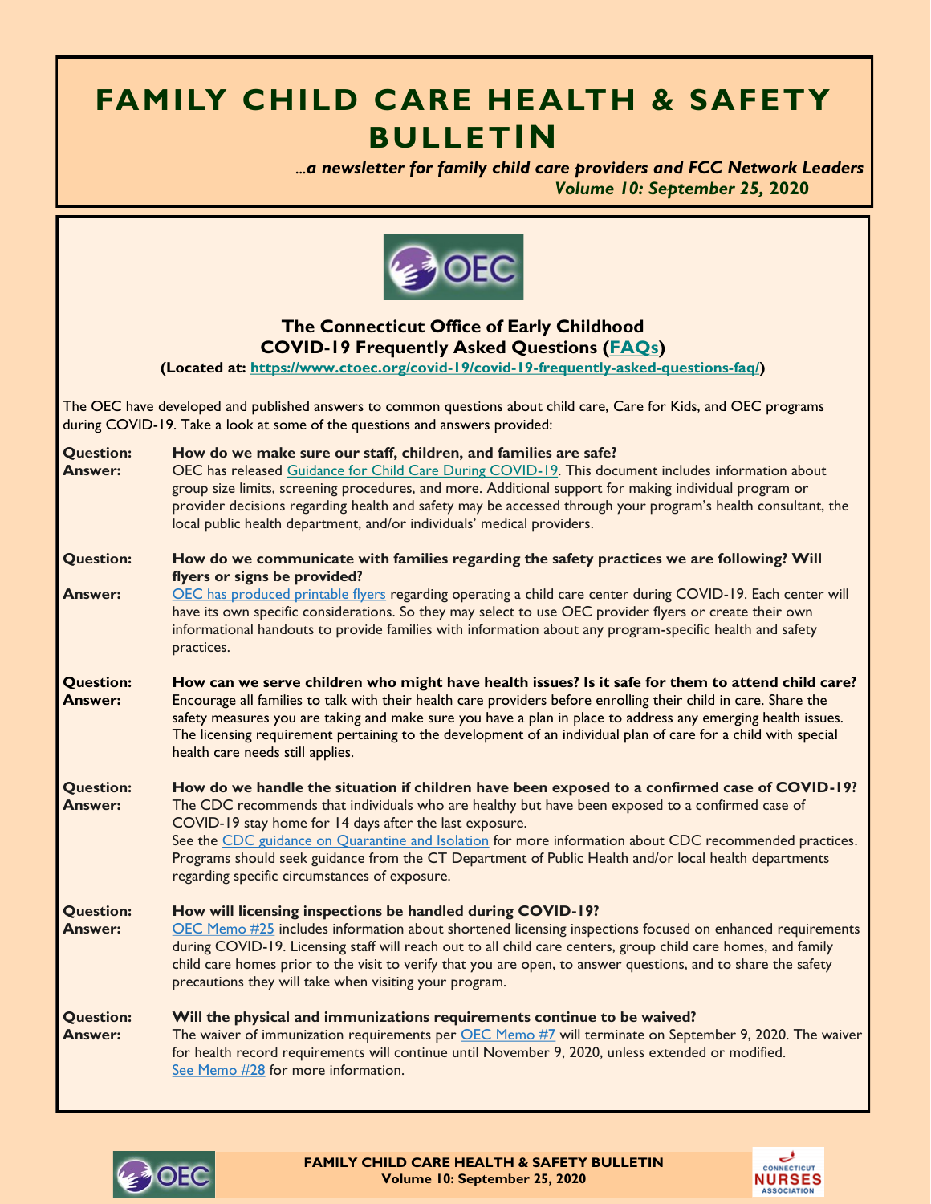# FAMILY CHILD CARE HEALTH & SAFETY BULLETIN

*...a newsletter for family child care providers and FCC Network Leaders*
*Volume 10: September 25, 2020*

## The Connecticut Office of Early Childhood COVID-19 Frequently Asked Questions (FAQs)

**(Located at: https://www.ctoec.org/covid-19/covid-19-frequently-asked-questions-faq/)**

The OEC have developed and published answers to common questions about child care, Care for Kids, and OEC programs during COVID-19. Take a look at some of the questions and answers provided:

**Question:** **How do we make sure our staff, children, and families are safe?**
**Answer:** OEC has released Guidance for Child Care During COVID-19. This document includes information about group size limits, screening procedures, and more. Additional support for making individual program or provider decisions regarding health and safety may be accessed through your program's health consultant, the local public health department, and/or individuals' medical providers.

**Question:** **How do we communicate with families regarding the safety practices we are following? Will flyers or signs be provided?**
**Answer:** OEC has produced printable flyers regarding operating a child care center during COVID-19. Each center will have its own specific considerations. So they may select to use OEC provider flyers or create their own informational handouts to provide families with information about any program-specific health and safety practices.

**Question:** **How can we serve children who might have health issues? Is it safe for them to attend child care?**
**Answer:** Encourage all families to talk with their health care providers before enrolling their child in care. Share the safety measures you are taking and make sure you have a plan in place to address any emerging health issues. The licensing requirement pertaining to the development of an individual plan of care for a child with special health care needs still applies.

**Question:** **How do we handle the situation if children have been exposed to a confirmed case of COVID-19?**
**Answer:** The CDC recommends that individuals who are healthy but have been exposed to a confirmed case of COVID-19 stay home for 14 days after the last exposure.
See the CDC guidance on Quarantine and Isolation for more information about CDC recommended practices. Programs should seek guidance from the CT Department of Public Health and/or local health departments regarding specific circumstances of exposure.

**Question:** **How will licensing inspections be handled during COVID-19?**
**Answer:** OEC Memo #25 includes information about shortened licensing inspections focused on enhanced requirements during COVID-19. Licensing staff will reach out to all child care centers, group child care homes, and family child care homes prior to the visit to verify that you are open, to answer questions, and to share the safety precautions they will take when visiting your program.

**Question:** **Will the physical and immunizations requirements continue to be waived?**
**Answer:** The waiver of immunization requirements per OEC Memo #7 will terminate on September 9, 2020. The waiver for health record requirements will continue until November 9, 2020, unless extended or modified.
See Memo #28 for more information.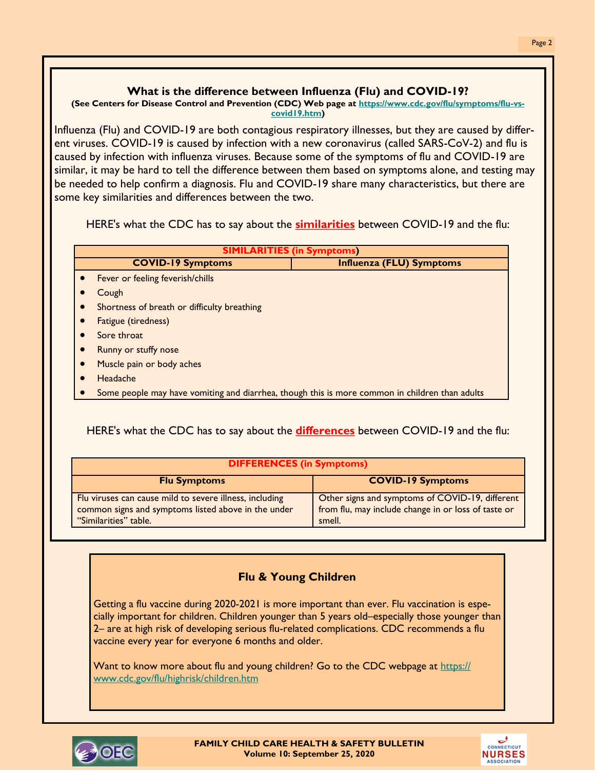## What is the difference between Influenza (Flu) and COVID-19?

**(See Centers for Disease Control and Prevention (CDC) Web page at https://www.cdc.gov/flu/symptoms/flu-vs-covid19.htm)**

Influenza (Flu) and COVID-19 are both contagious respiratory illnesses, but they are caused by different viruses. COVID-19 is caused by infection with a new coronavirus (called SARS-CoV-2) and flu is caused by infection with influenza viruses. Because some of the symptoms of flu and COVID-19 are similar, it may be hard to tell the difference between them based on symptoms alone, and testing may be needed to help confirm a diagnosis. Flu and COVID-19 share many characteristics, but there are some key similarities and differences between the two.

HERE's what the CDC has to say about the **similarities** between COVID-19 and the flu:

**SIMILARITIES (in Symptoms)**

| COVID-19 Symptoms | Influenza (FLU) Symptoms |
|---|---|

- Fever or feeling feverish/chills
- Cough
- Shortness of breath or difficulty breathing
- Fatigue (tiredness)
- Sore throat
- Runny or stuffy nose
- Muscle pain or body aches
- Headache
- Some people may have vomiting and diarrhea, though this is more common in children than adults

HERE's what the CDC has to say about the **differences** between COVID-19 and the flu:

| DIFFERENCES (in Symptoms) | |
|---|---|
| **Flu Symptoms** | **COVID-19 Symptoms** |
| Flu viruses can cause mild to severe illness, including common signs and symptoms listed above in the under "Similarities" table. | Other signs and symptoms of COVID-19, different from flu, may include change in or loss of taste or smell. |

## Flu & Young Children

Getting a flu vaccine during 2020-2021 is more important than ever. Flu vaccination is especially important for children. Children younger than 5 years old–especially those younger than 2– are at high risk of developing serious flu-related complications. CDC recommends a flu vaccine every year for everyone 6 months and older.

Want to know more about flu and young children? Go to the CDC webpage at https://www.cdc.gov/flu/highrisk/children.htm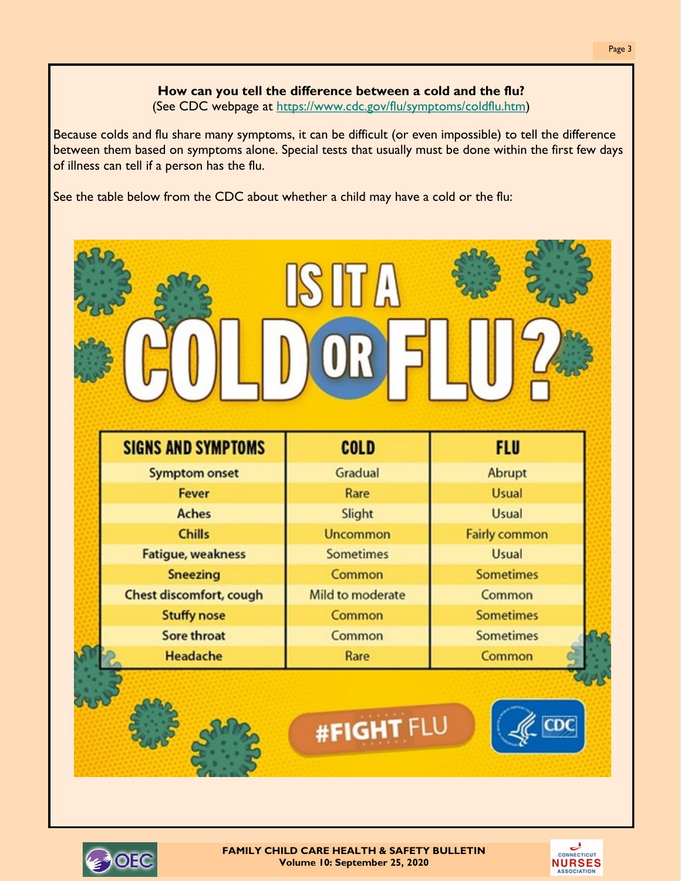**How can you tell the difference between a cold and the flu?**

(See CDC webpage at https://www.cdc.gov/flu/symptoms/coldflu.htm)

Because colds and flu share many symptoms, it can be difficult (or even impossible) to tell the difference between them based on symptoms alone. Special tests that usually must be done within the first few days of illness can tell if a person has the flu.

See the table below from the CDC about whether a child may have a cold or the flu:

## IS IT A COLD OR FLU?

| SIGNS AND SYMPTOMS | COLD | FLU |
|---|---|---|
| Symptom onset | Gradual | Abrupt |
| Fever | Rare | Usual |
| Aches | Slight | Usual |
| Chills | Uncommon | Fairly common |
| Fatigue, weakness | Sometimes | Usual |
| Sneezing | Common | Sometimes |
| Chest discomfort, cough | Mild to moderate | Common |
| Stuffy nose | Common | Sometimes |
| Sore throat | Common | Sometimes |
| Headache | Rare | Common |

#FIGHTFLU

CDC

**FAMILY CHILD CARE HEALTH & SAFETY BULLETIN**
**Volume 10: September 25, 2020**